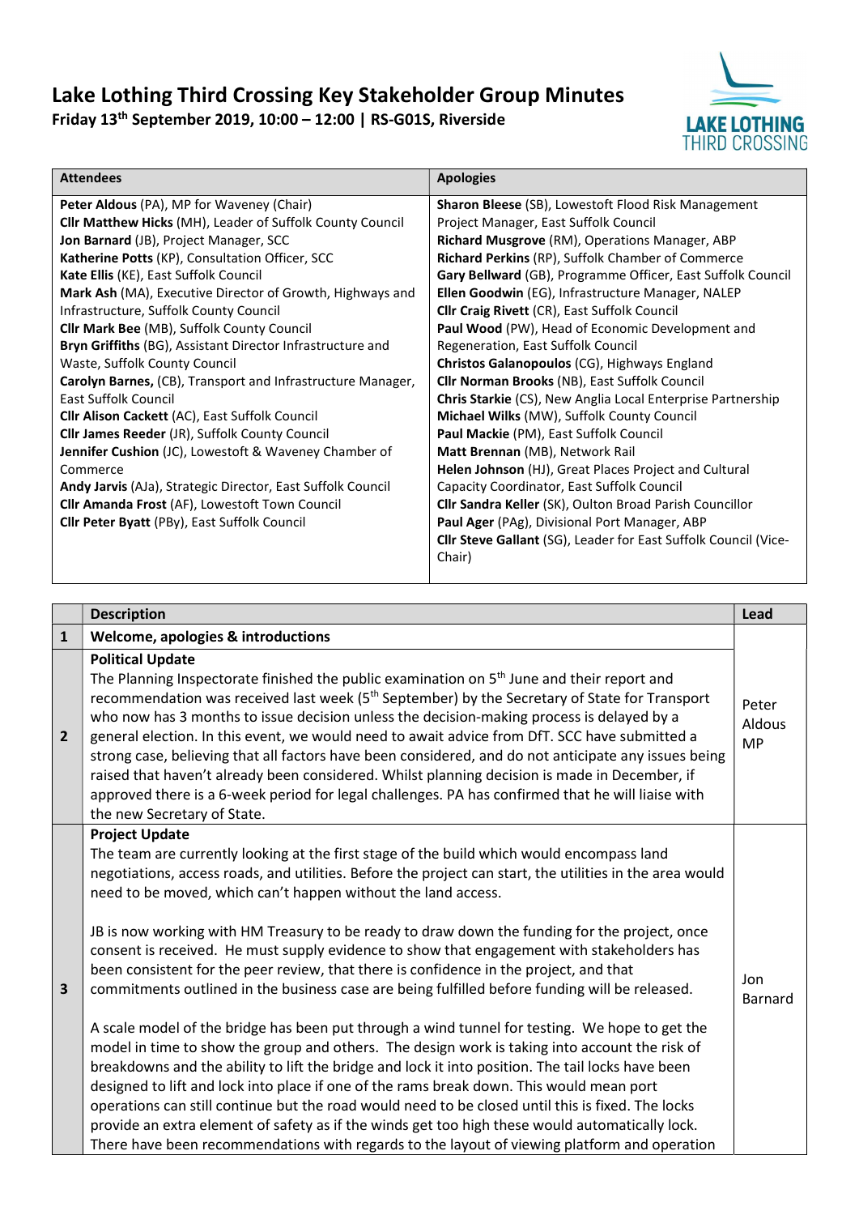# Lake Lothing Third Crossing Key Stakeholder Group Minutes

**Friday 13th September 2019, 10:00 – 12:00 | RS-G01S, Riverside**

| Attendees | Apologies |
|---|---|
| **Peter Aldous** (PA), MP for Waveney (Chair)<br>**Cllr Matthew Hicks** (MH), Leader of Suffolk County Council<br>**Jon Barnard** (JB), Project Manager, SCC<br>**Katherine Potts** (KP), Consultation Officer, SCC<br>**Kate Ellis** (KE), East Suffolk Council<br>**Mark Ash** (MA), Executive Director of Growth, Highways and Infrastructure, Suffolk County Council<br>**Cllr Mark Bee** (MB), Suffolk County Council<br>**Bryn Griffiths** (BG), Assistant Director Infrastructure and Waste, Suffolk County Council<br>**Carolyn Barnes,** (CB), Transport and Infrastructure Manager, East Suffolk Council<br>**Cllr Alison Cackett** (AC), East Suffolk Council<br>**Cllr James Reeder** (JR), Suffolk County Council<br>**Jennifer Cushion** (JC), Lowestoft & Waveney Chamber of Commerce<br>**Andy Jarvis** (AJa), Strategic Director, East Suffolk Council<br>**Cllr Amanda Frost** (AF), Lowestoft Town Council<br>**Cllr Peter Byatt** (PBy), East Suffolk Council | **Sharon Bleese** (SB), Lowestoft Flood Risk Management Project Manager, East Suffolk Council<br>**Richard Musgrove** (RM), Operations Manager, ABP<br>**Richard Perkins** (RP), Suffolk Chamber of Commerce<br>**Gary Bellward** (GB), Programme Officer, East Suffolk Council<br>**Ellen Goodwin** (EG), Infrastructure Manager, NALEP<br>**Cllr Craig Rivett** (CR), East Suffolk Council<br>**Paul Wood** (PW), Head of Economic Development and Regeneration, East Suffolk Council<br>**Christos Galanopoulos** (CG), Highways England<br>**Cllr Norman Brooks** (NB), East Suffolk Council<br>**Chris Starkie** (CS), New Anglia Local Enterprise Partnership<br>**Michael Wilks** (MW), Suffolk County Council<br>**Paul Mackie** (PM), East Suffolk Council<br>**Matt Brennan** (MB), Network Rail<br>**Helen Johnson** (HJ), Great Places Project and Cultural Capacity Coordinator, East Suffolk Council<br>**Cllr Sandra Keller** (SK), Oulton Broad Parish Councillor<br>**Paul Ager** (PAg), Divisional Port Manager, ABP<br>**Cllr Steve Gallant** (SG), Leader for East Suffolk Council (Vice-Chair) |

| | Description | Lead |
|---|---|---|
| **1** | **Welcome, apologies & introductions** | |
| **2** | **Political Update**<br>The Planning Inspectorate finished the public examination on 5th June and their report and recommendation was received last week (5th September) by the Secretary of State for Transport who now has 3 months to issue decision unless the decision-making process is delayed by a general election. In this event, we would need to await advice from DfT. SCC have submitted a strong case, believing that all factors have been considered, and do not anticipate any issues being raised that haven't already been considered. Whilst planning decision is made in December, if approved there is a 6-week period for legal challenges. PA has confirmed that he will liaise with the new Secretary of State. | Peter Aldous MP |
| **3** | **Project Update**<br>The team are currently looking at the first stage of the build which would encompass land negotiations, access roads, and utilities. Before the project can start, the utilities in the area would need to be moved, which can't happen without the land access.<br><br>JB is now working with HM Treasury to be ready to draw down the funding for the project, once consent is received. He must supply evidence to show that engagement with stakeholders has been consistent for the peer review, that there is confidence in the project, and that commitments outlined in the business case are being fulfilled before funding will be released.<br><br>A scale model of the bridge has been put through a wind tunnel for testing. We hope to get the model in time to show the group and others. The design work is taking into account the risk of breakdowns and the ability to lift the bridge and lock it into position. The tail locks have been designed to lift and lock into place if one of the rams break down. This would mean port operations can still continue but the road would need to be closed until this is fixed. The locks provide an extra element of safety as if the winds get too high these would automatically lock. There have been recommendations with regards to the layout of viewing platform and operation | Jon Barnard |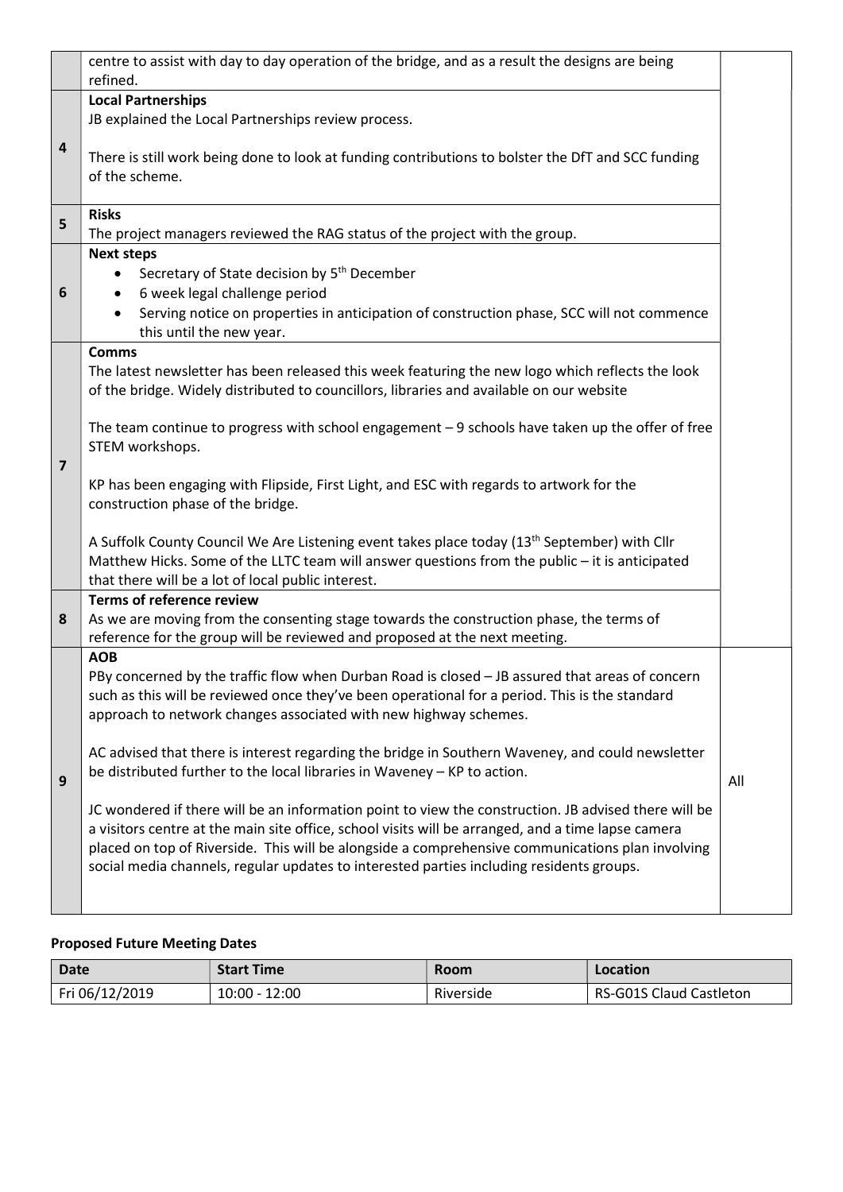| | | |
|---|---|---|
| | centre to assist with day to day operation of the bridge, and as a result the designs are being refined. | |
| 4 | **Local Partnerships**<br>JB explained the Local Partnerships review process.<br><br>There is still work being done to look at funding contributions to bolster the DfT and SCC funding of the scheme. | |
| 5 | **Risks**<br>The project managers reviewed the RAG status of the project with the group. | |
| 6 | **Next steps**<br>• Secretary of State decision by 5th December<br>• 6 week legal challenge period<br>• Serving notice on properties in anticipation of construction phase, SCC will not commence this until the new year. | |
| 7 | **Comms**<br>The latest newsletter has been released this week featuring the new logo which reflects the look of the bridge. Widely distributed to councillors, libraries and available on our website<br><br>The team continue to progress with school engagement – 9 schools have taken up the offer of free STEM workshops.<br><br>KP has been engaging with Flipside, First Light, and ESC with regards to artwork for the construction phase of the bridge.<br><br>A Suffolk County Council We Are Listening event takes place today (13th September) with Cllr Matthew Hicks. Some of the LLTC team will answer questions from the public – it is anticipated that there will be a lot of local public interest. | |
| 8 | **Terms of reference review**<br>As we are moving from the consenting stage towards the construction phase, the terms of reference for the group will be reviewed and proposed at the next meeting. | |
| 9 | **AOB**<br>PBy concerned by the traffic flow when Durban Road is closed – JB assured that areas of concern such as this will be reviewed once they've been operational for a period. This is the standard approach to network changes associated with new highway schemes.<br><br>AC advised that there is interest regarding the bridge in Southern Waveney, and could newsletter be distributed further to the local libraries in Waveney – KP to action.<br><br>JC wondered if there will be an information point to view the construction. JB advised there will be a visitors centre at the main site office, school visits will be arranged, and a time lapse camera placed on top of Riverside. This will be alongside a comprehensive communications plan involving social media channels, regular updates to interested parties including residents groups. | All |

**Proposed Future Meeting Dates**

| Date | Start Time | Room | Location |
|---|---|---|---|
| Fri 06/12/2019 | 10:00 - 12:00 | Riverside | RS-G01S Claud Castleton |